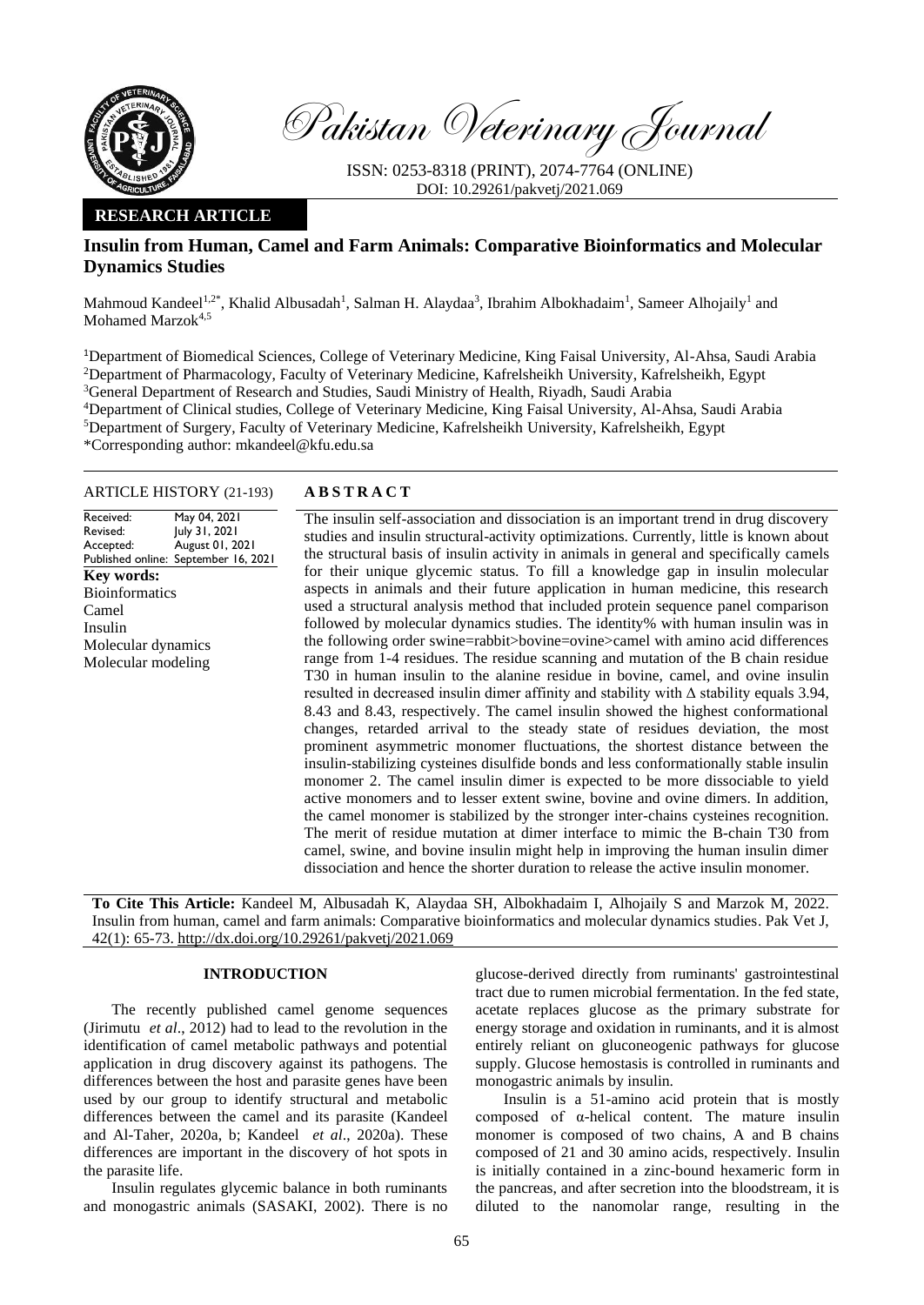Pakistan Veterinary Journal

ISSN: 0253-8318 (PRINT), 2074-7764 (ONLINE)
DOI: 10.29261/pakvetj/2021.069

**RESEARCH ARTICLE**

# Insulin from Human, Camel and Farm Animals: Comparative Bioinformatics and Molecular Dynamics Studies

Mahmoud Kandeel[1,2*], Khalid Albusadah[1], Salman H. Alaydaa[3], Ibrahim Albokhadaim[1], Sameer Alhojaily[1] and Mohamed Marzok[4,5]

[1]Department of Biomedical Sciences, College of Veterinary Medicine, King Faisal University, Al-Ahsa, Saudi Arabia
[2]Department of Pharmacology, Faculty of Veterinary Medicine, Kafrelsheikh University, Kafrelsheikh, Egypt
[3]General Department of Research and Studies, Saudi Ministry of Health, Riyadh, Saudi Arabia
[4]Department of Clinical studies, College of Veterinary Medicine, King Faisal University, Al-Ahsa, Saudi Arabia
[5]Department of Surgery, Faculty of Veterinary Medicine, Kafrelsheikh University, Kafrelsheikh, Egypt
*Corresponding author: mkandeel@kfu.edu.sa

**ARTICLE HISTORY** (21-193)

| | |
|---|---|
| Received: | May 04, 2021 |
| Revised: | July 31, 2021 |
| Accepted: | August 01, 2021 |
| Published online: | September 16, 2021 |

**Key words:**
Bioinformatics
Camel
Insulin
Molecular dynamics
Molecular modeling

## ABSTRACT

The insulin self-association and dissociation is an important trend in drug discovery studies and insulin structural-activity optimizations. Currently, little is known about the structural basis of insulin activity in animals in general and specifically camels for their unique glycemic status. To fill a knowledge gap in insulin molecular aspects in animals and their future application in human medicine, this research used a structural analysis method that included protein sequence panel comparison followed by molecular dynamics studies. The identity% with human insulin was in the following order swine=rabbit>bovine=ovine>camel with amino acid differences range from 1-4 residues. The residue scanning and mutation of the B chain residue T30 in human insulin to the alanine residue in bovine, camel, and ovine insulin resulted in decreased insulin dimer affinity and stability with Δ stability equals 3.94, 8.43 and 8.43, respectively. The camel insulin showed the highest conformational changes, retarded arrival to the steady state of residues deviation, the most prominent asymmetric monomer fluctuations, the shortest distance between the insulin-stabilizing cysteines disulfide bonds and less conformationally stable insulin monomer 2. The camel insulin dimer is expected to be more dissociable to yield active monomers and to lesser extent swine, bovine and ovine dimers. In addition, the camel monomer is stabilized by the stronger inter-chains cysteines recognition. The merit of residue mutation at dimer interface to mimic the B-chain T30 from camel, swine, and bovine insulin might help in improving the human insulin dimer dissociation and hence the shorter duration to release the active insulin monomer.

**To Cite This Article:** Kandeel M, Albusadah K, Alaydaa SH, Albokhadaim I, Alhojaily S and Marzok M, 2022. Insulin from human, camel and farm animals: Comparative bioinformatics and molecular dynamics studies. Pak Vet J, 42(1): 65-73. http://dx.doi.org/10.29261/pakvetj/2021.069

## INTRODUCTION

The recently published camel genome sequences (Jirimutu *et al*., 2012) had to lead to the revolution in the identification of camel metabolic pathways and potential application in drug discovery against its pathogens. The differences between the host and parasite genes have been used by our group to identify structural and metabolic differences between the camel and its parasite (Kandeel and Al-Taher, 2020a, b; Kandeel *et al*., 2020a). These differences are important in the discovery of hot spots in the parasite life.

Insulin regulates glycemic balance in both ruminants and monogastric animals (SASAKI, 2002). There is no glucose-derived directly from ruminants' gastrointestinal tract due to rumen microbial fermentation. In the fed state, acetate replaces glucose as the primary substrate for energy storage and oxidation in ruminants, and it is almost entirely reliant on gluconeogenic pathways for glucose supply. Glucose hemostasis is controlled in ruminants and monogastric animals by insulin.

Insulin is a 51-amino acid protein that is mostly composed of α-helical content. The mature insulin monomer is composed of two chains, A and B chains composed of 21 and 30 amino acids, respectively. Insulin is initially contained in a zinc-bound hexameric form in the pancreas, and after secretion into the bloodstream, it is diluted to the nanomolar range, resulting in the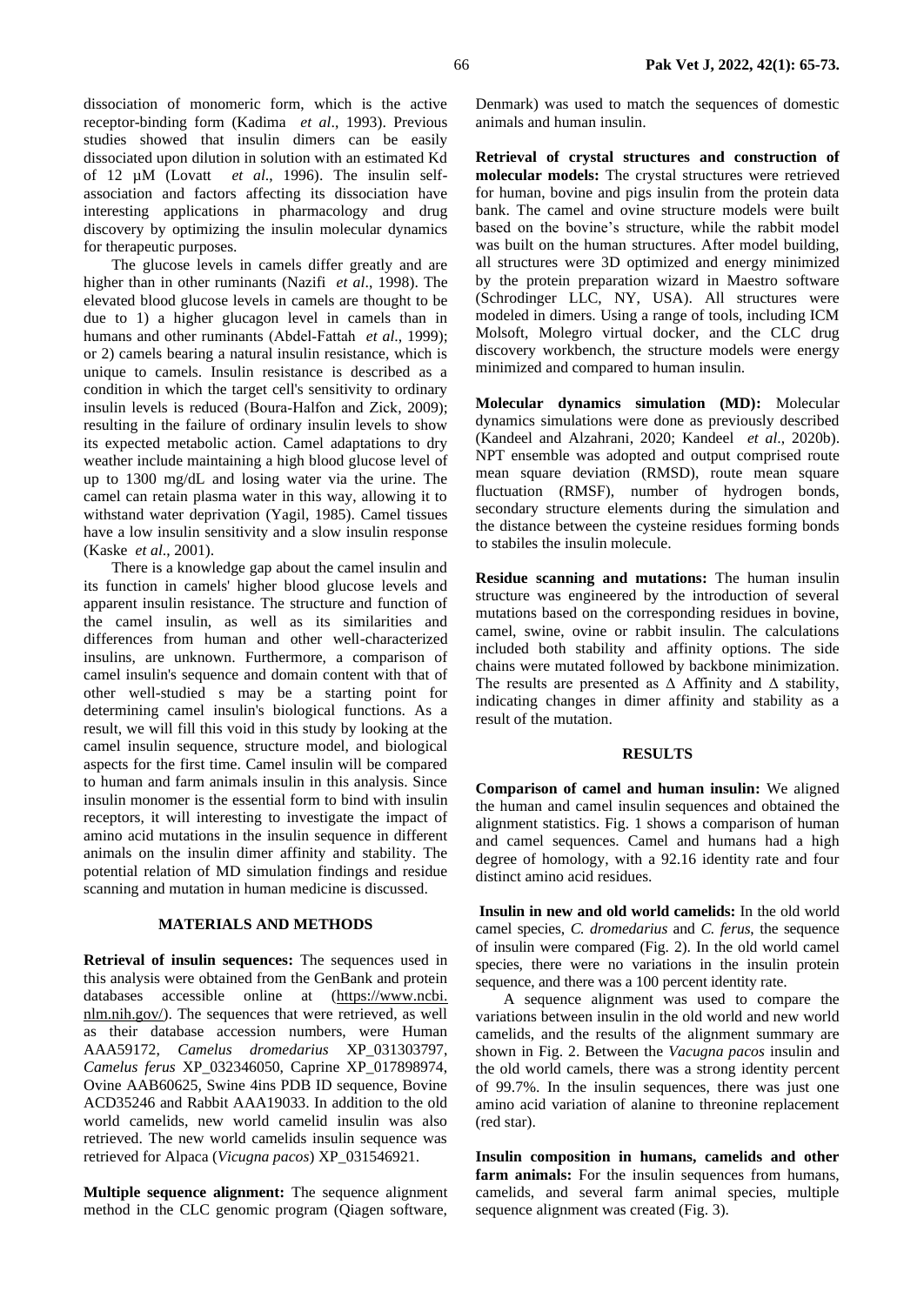dissociation of monomeric form, which is the active receptor-binding form (Kadima *et al*., 1993). Previous studies showed that insulin dimers can be easily dissociated upon dilution in solution with an estimated Kd of 12 µM (Lovatt *et al*., 1996). The insulin self-association and factors affecting its dissociation have interesting applications in pharmacology and drug discovery by optimizing the insulin molecular dynamics for therapeutic purposes.

The glucose levels in camels differ greatly and are higher than in other ruminants (Nazifi *et al*., 1998). The elevated blood glucose levels in camels are thought to be due to 1) a higher glucagon level in camels than in humans and other ruminants (Abdel-Fattah *et al*., 1999); or 2) camels bearing a natural insulin resistance, which is unique to camels. Insulin resistance is described as a condition in which the target cell's sensitivity to ordinary insulin levels is reduced (Boura-Halfon and Zick, 2009); resulting in the failure of ordinary insulin levels to show its expected metabolic action. Camel adaptations to dry weather include maintaining a high blood glucose level of up to 1300 mg/dL and losing water via the urine. The camel can retain plasma water in this way, allowing it to withstand water deprivation (Yagil, 1985). Camel tissues have a low insulin sensitivity and a slow insulin response (Kaske *et al*., 2001).

There is a knowledge gap about the camel insulin and its function in camels' higher blood glucose levels and apparent insulin resistance. The structure and function of the camel insulin, as well as its similarities and differences from human and other well-characterized insulins, are unknown. Furthermore, a comparison of camel insulin's sequence and domain content with that of other well-studied s may be a starting point for determining camel insulin's biological functions. As a result, we will fill this void in this study by looking at the camel insulin sequence, structure model, and biological aspects for the first time. Camel insulin will be compared to human and farm animals insulin in this analysis. Since insulin monomer is the essential form to bind with insulin receptors, it will interesting to investigate the impact of amino acid mutations in the insulin sequence in different animals on the insulin dimer affinity and stability. The potential relation of MD simulation findings and residue scanning and mutation in human medicine is discussed.

## MATERIALS AND METHODS

**Retrieval of insulin sequences:** The sequences used in this analysis were obtained from the GenBank and protein databases accessible online at (https://www.ncbi.nlm.nih.gov/). The sequences that were retrieved, as well as their database accession numbers, were Human AAA59172, *Camelus dromedarius* XP_031303797, *Camelus ferus* XP_032346050, Caprine XP_017898974, Ovine AAB60625, Swine 4ins PDB ID sequence, Bovine ACD35246 and Rabbit AAA19033. In addition to the old world camelids, new world camelid insulin was also retrieved. The new world camelids insulin sequence was retrieved for Alpaca (*Vicugna pacos*) XP_031546921.

**Multiple sequence alignment:** The sequence alignment method in the CLC genomic program (Qiagen software, Denmark) was used to match the sequences of domestic animals and human insulin.

**Retrieval of crystal structures and construction of molecular models:** The crystal structures were retrieved for human, bovine and pigs insulin from the protein data bank. The camel and ovine structure models were built based on the bovine's structure, while the rabbit model was built on the human structures. After model building, all structures were 3D optimized and energy minimized by the protein preparation wizard in Maestro software (Schrodinger LLC, NY, USA). All structures were modeled in dimers. Using a range of tools, including ICM Molsoft, Molegro virtual docker, and the CLC drug discovery workbench, the structure models were energy minimized and compared to human insulin.

**Molecular dynamics simulation (MD):** Molecular dynamics simulations were done as previously described (Kandeel and Alzahrani, 2020; Kandeel *et al*., 2020b). NPT ensemble was adopted and output comprised route mean square deviation (RMSD), route mean square fluctuation (RMSF), number of hydrogen bonds, secondary structure elements during the simulation and the distance between the cysteine residues forming bonds to stabiles the insulin molecule.

**Residue scanning and mutations:** The human insulin structure was engineered by the introduction of several mutations based on the corresponding residues in bovine, camel, swine, ovine or rabbit insulin. The calculations included both stability and affinity options. The side chains were mutated followed by backbone minimization. The results are presented as Δ Affinity and Δ stability, indicating changes in dimer affinity and stability as a result of the mutation.

## RESULTS

**Comparison of camel and human insulin:** We aligned the human and camel insulin sequences and obtained the alignment statistics. Fig. 1 shows a comparison of human and camel sequences. Camel and humans had a high degree of homology, with a 92.16 identity rate and four distinct amino acid residues.

**Insulin in new and old world camelids:** In the old world camel species, *C. dromedarius* and *C. ferus*, the sequence of insulin were compared (Fig. 2). In the old world camel species, there were no variations in the insulin protein sequence, and there was a 100 percent identity rate.

A sequence alignment was used to compare the variations between insulin in the old world and new world camelids, and the results of the alignment summary are shown in Fig. 2. Between the *Vacugna pacos* insulin and the old world camels, there was a strong identity percent of 99.7%. In the insulin sequences, there was just one amino acid variation of alanine to threonine replacement (red star).

**Insulin composition in humans, camelids and other farm animals:** For the insulin sequences from humans, camelids, and several farm animal species, multiple sequence alignment was created (Fig. 3).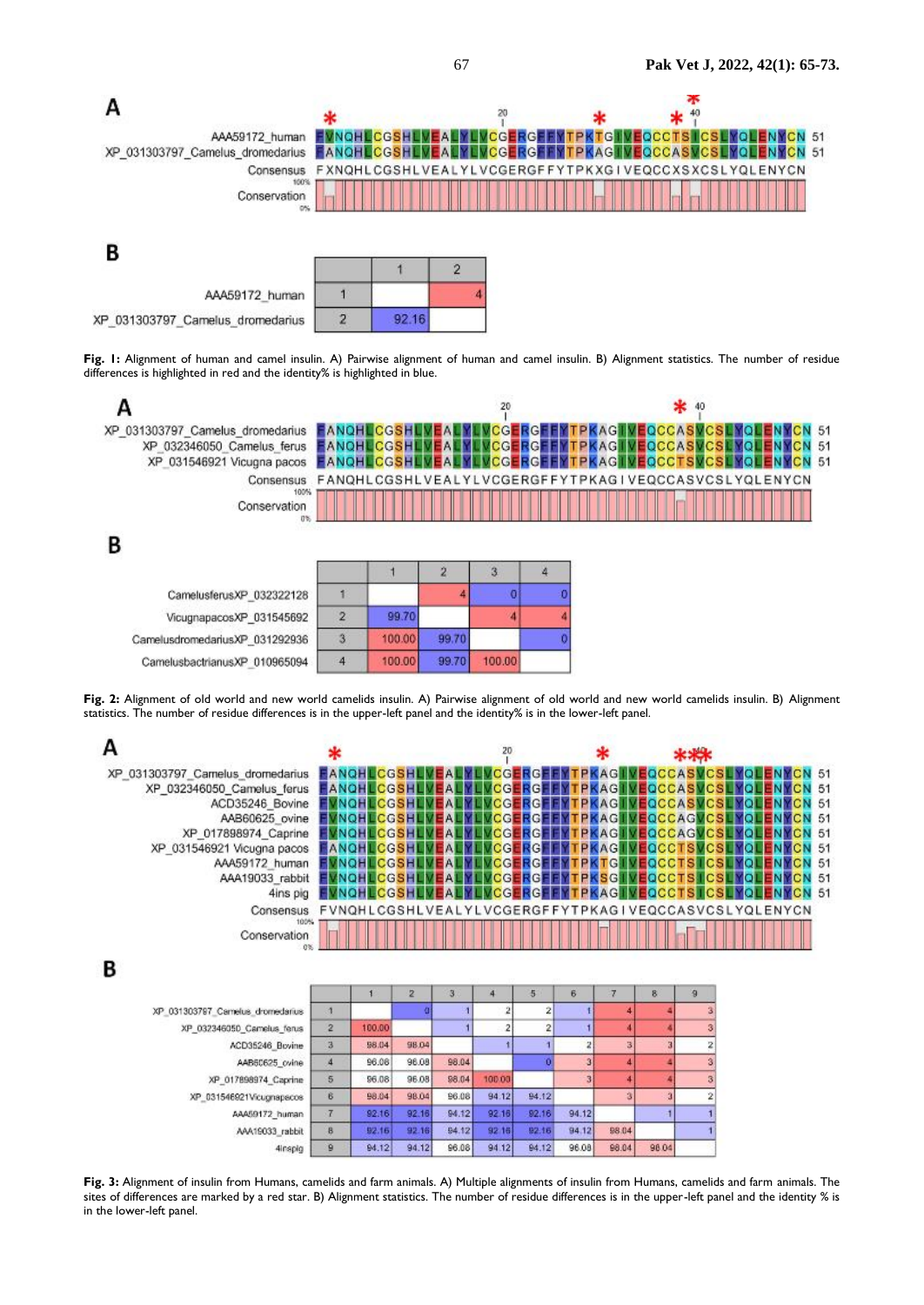**Fig. 1:** Alignment of human and camel insulin. A) Pairwise alignment of human and camel insulin. B) Alignment statistics. The number of residue differences is highlighted in red and the identity% is highlighted in blue.

**Fig. 2:** Alignment of old world and new world camelids insulin. A) Pairwise alignment of old world and new world camelids insulin. B) Alignment statistics. The number of residue differences is in the upper-left panel and the identity% is in the lower-left panel.

**Fig. 3:** Alignment of insulin from Humans, camelids and farm animals. A) Multiple alignments of insulin from Humans, camelids and farm animals. The sites of differences are marked by a red star. B) Alignment statistics. The number of residue differences is in the upper-left panel and the identity % is in the lower-left panel.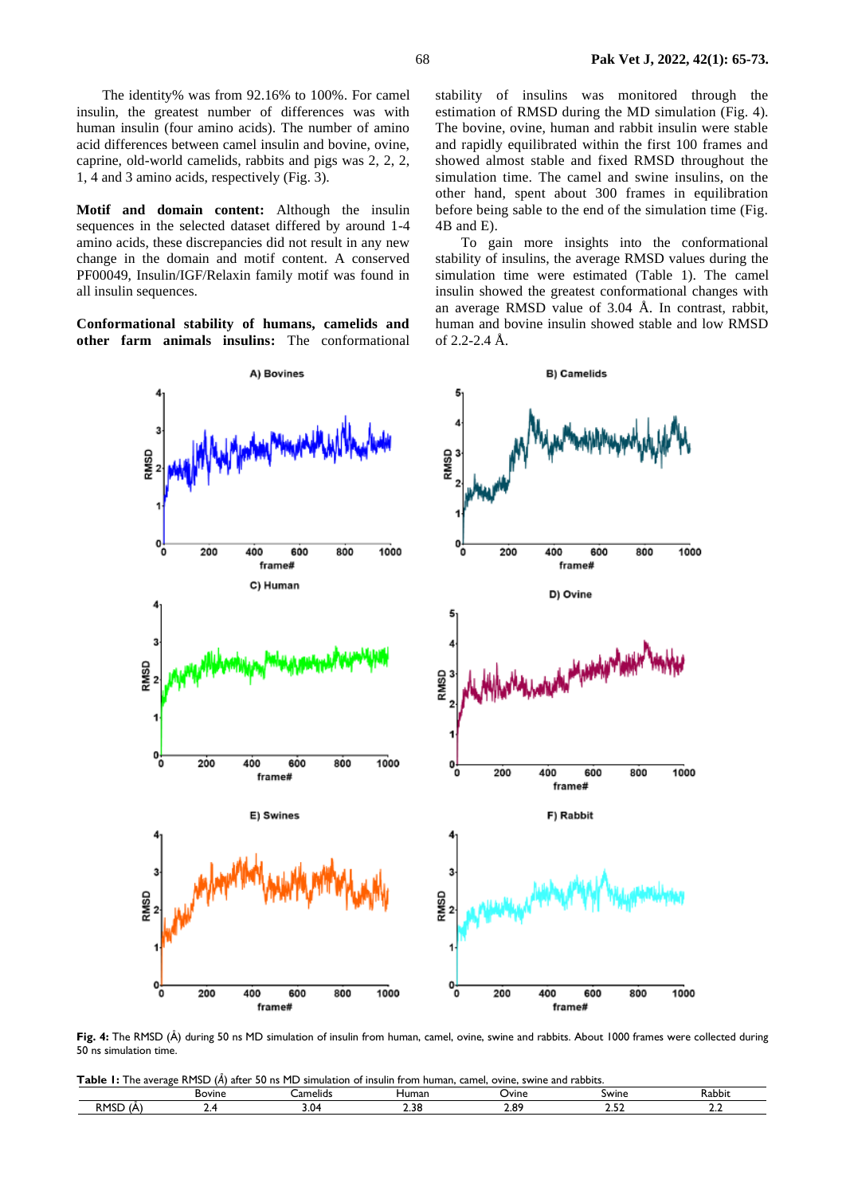The identity% was from 92.16% to 100%. For camel insulin, the greatest number of differences was with human insulin (four amino acids). The number of amino acid differences between camel insulin and bovine, ovine, caprine, old-world camelids, rabbits and pigs was 2, 2, 2, 1, 4 and 3 amino acids, respectively (Fig. 3).

**Motif and domain content:** Although the insulin sequences in the selected dataset differed by around 1-4 amino acids, these discrepancies did not result in any new change in the domain and motif content. A conserved PF00049, Insulin/IGF/Relaxin family motif was found in all insulin sequences.

**Conformational stability of humans, camelids and other farm animals insulins:** The conformational stability of insulins was monitored through the estimation of RMSD during the MD simulation (Fig. 4). The bovine, ovine, human and rabbit insulin were stable and rapidly equilibrated within the first 100 frames and showed almost stable and fixed RMSD throughout the simulation time. The camel and swine insulins, on the other hand, spent about 300 frames in equilibration before being sable to the end of the simulation time (Fig. 4B and E).

To gain more insights into the conformational stability of insulins, the average RMSD values during the simulation time were estimated (Table 1). The camel insulin showed the greatest conformational changes with an average RMSD value of 3.04 Å. In contrast, rabbit, human and bovine insulin showed stable and low RMSD of 2.2-2.4 Å.

**Fig. 4:** The RMSD (Å) during 50 ns MD simulation of insulin from human, camel, ovine, swine and rabbits. About 1000 frames were collected during 50 ns simulation time.

**Table 1:** The average RMSD (Å) after 50 ns MD simulation of insulin from human, camel, ovine, swine and rabbits.

| | Bovine | Camelids | Human | Ovine | Swine | Rabbit |
|---|---|---|---|---|---|---|
| RMSD (Å) | 2.4 | 3.04 | 2.38 | 2.89 | 2.52 | 2.2 |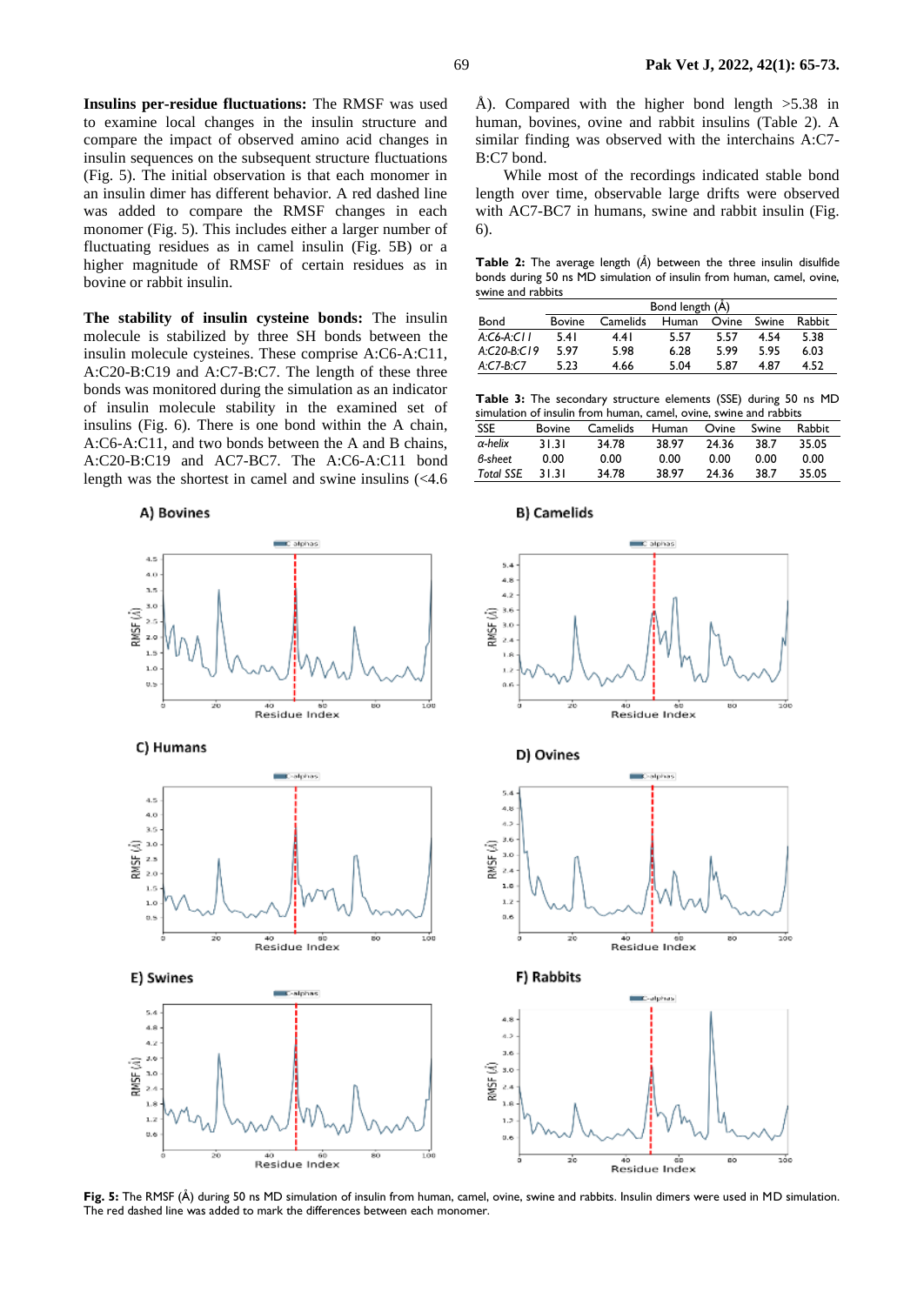**Insulins per-residue fluctuations:** The RMSF was used to examine local changes in the insulin structure and compare the impact of observed amino acid changes in insulin sequences on the subsequent structure fluctuations (Fig. 5). The initial observation is that each monomer in an insulin dimer has different behavior. A red dashed line was added to compare the RMSF changes in each monomer (Fig. 5). This includes either a larger number of fluctuating residues as in camel insulin (Fig. 5B) or a higher magnitude of RMSF of certain residues as in bovine or rabbit insulin.

**The stability of insulin cysteine bonds:** The insulin molecule is stabilized by three SH bonds between the insulin molecule cysteines. These comprise A:C6-A:C11, A:C20-B:C19 and A:C7-B:C7. The length of these three bonds was monitored during the simulation as an indicator of insulin molecule stability in the examined set of insulins (Fig. 6). There is one bond within the A chain, A:C6-A:C11, and two bonds between the A and B chains, A:C20-B:C19 and AC7-BC7. The A:C6-A:C11 bond length was the shortest in camel and swine insulins (<4.6 Å). Compared with the higher bond length >5.38 in human, bovines, ovine and rabbit insulins (Table 2). A similar finding was observed with the interchains A:C7-B:C7 bond.

While most of the recordings indicated stable bond length over time, observable large drifts were observed with AC7-BC7 in humans, swine and rabbit insulin (Fig. 6).

**Table 2:** The average length (Å) between the three insulin disulfide bonds during 50 ns MD simulation of insulin from human, camel, ovine, swine and rabbits

| | Bond length (Å) | | | | | |
|---|---|---|---|---|---|---|
| Bond | Bovine | Camelids | Human | Ovine | Swine | Rabbit |
| *A:C6-A:C11* | 5.41 | 4.41 | 5.57 | 5.57 | 4.54 | 5.38 |
| *A:C20-B:C19* | 5.97 | 5.98 | 6.28 | 5.99 | 5.95 | 6.03 |
| *A:C7-B:C7* | 5.23 | 4.66 | 5.04 | 5.87 | 4.87 | 4.52 |

**Table 3:** The secondary structure elements (SSE) during 50 ns MD simulation of insulin from human, camel, ovine, swine and rabbits

| SSE | Bovine | Camelids | Human | Ovine | Swine | Rabbit |
|---|---|---|---|---|---|---|
| *α-helix* | 31.31 | 34.78 | 38.97 | 24.36 | 38.7 | 35.05 |
| *β-sheet* | 0.00 | 0.00 | 0.00 | 0.00 | 0.00 | 0.00 |
| *Total SSE* | 31.31 | 34.78 | 38.97 | 24.36 | 38.7 | 35.05 |

**Fig. 5:** The RMSF (Å) during 50 ns MD simulation of insulin from human, camel, ovine, swine and rabbits. Insulin dimers were used in MD simulation. The red dashed line was added to mark the differences between each monomer.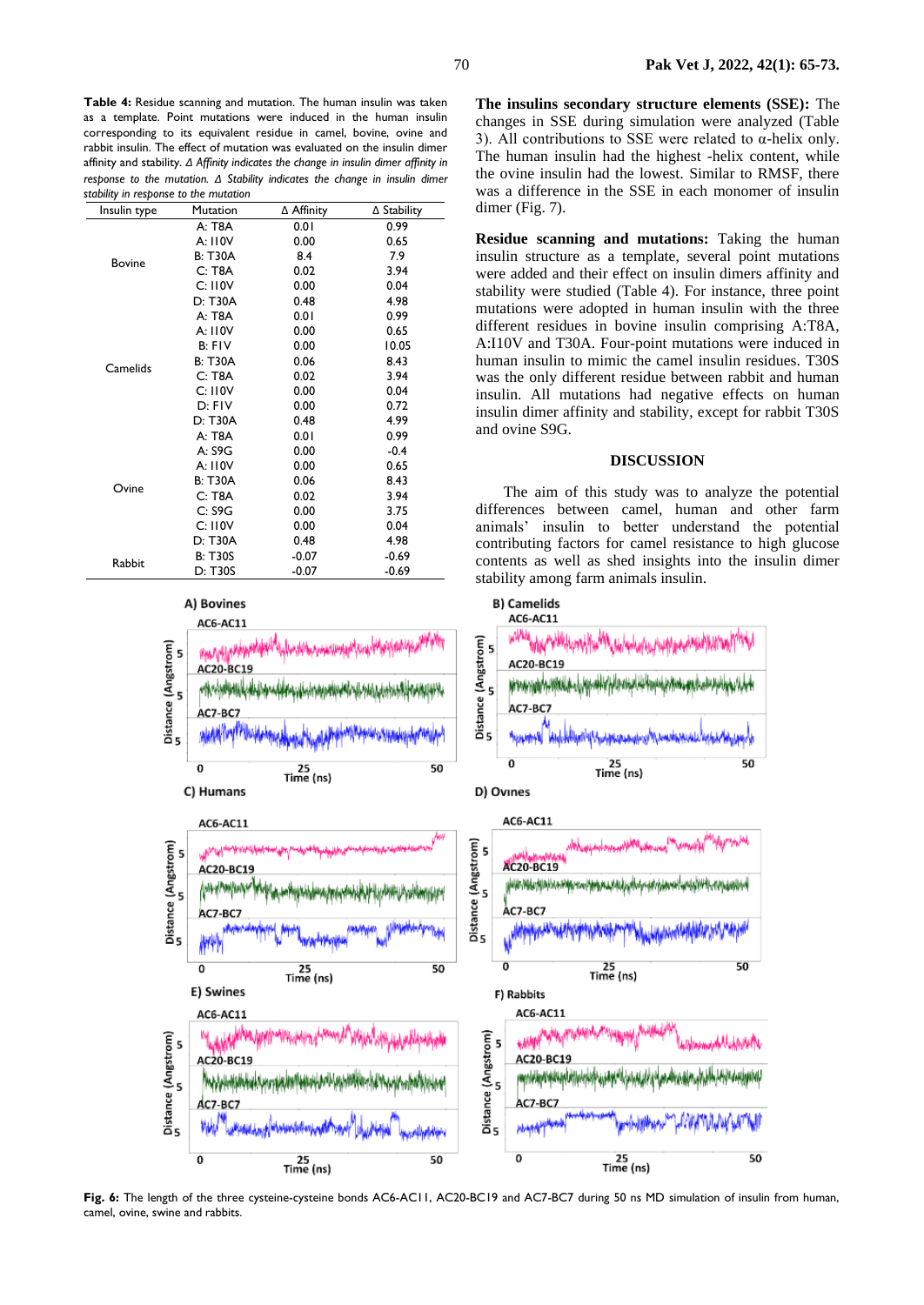**Table 4:** Residue scanning and mutation. The human insulin was taken as a template. Point mutations were induced in the human insulin corresponding to its equivalent residue in camel, bovine, ovine and rabbit insulin. The effect of mutation was evaluated on the insulin dimer affinity and stability. *Δ Affinity indicates the change in insulin dimer affinity in response to the mutation. Δ Stability indicates the change in insulin dimer stability in response to the mutation*

| Insulin type | Mutation | Δ Affinity | Δ Stability |
|---|---|---|---|
| Bovine | A: T8A | 0.01 | 0.99 |
| | A: I10V | 0.00 | 0.65 |
| | B: T30A | 8.4 | 7.9 |
| | C: T8A | 0.02 | 3.94 |
| | C: I10V | 0.00 | 0.04 |
| | D: T30A | 0.48 | 4.98 |
| Camelids | A: T8A | 0.01 | 0.99 |
| | A: I10V | 0.00 | 0.65 |
| | B: F1V | 0.00 | 10.05 |
| | B: T30A | 0.06 | 8.43 |
| | C: T8A | 0.02 | 3.94 |
| | C: I10V | 0.00 | 0.04 |
| | D: F1V | 0.00 | 0.72 |
| | D: T30A | 0.48 | 4.99 |
| Ovine | A: T8A | 0.01 | 0.99 |
| | A: S9G | 0.00 | -0.4 |
| | A: I10V | 0.00 | 0.65 |
| | B: T30A | 0.06 | 8.43 |
| | C: T8A | 0.02 | 3.94 |
| | C: S9G | 0.00 | 3.75 |
| | C: I10V | 0.00 | 0.04 |
| | D: T30A | 0.48 | 4.98 |
| Rabbit | B: T30S | -0.07 | -0.69 |
| | D: T30S | -0.07 | -0.69 |

**The insulins secondary structure elements (SSE):** The changes in SSE during simulation were analyzed (Table 3). All contributions to SSE were related to α-helix only. The human insulin had the highest -helix content, while the ovine insulin had the lowest. Similar to RMSF, there was a difference in the SSE in each monomer of insulin dimer (Fig. 7).

**Residue scanning and mutations:** Taking the human insulin structure as a template, several point mutations were added and their effect on insulin dimers affinity and stability were studied (Table 4). For instance, three point mutations were adopted in human insulin with the three different residues in bovine insulin comprising A:T8A, A:I10V and T30A. Four-point mutations were induced in human insulin to mimic the camel insulin residues. T30S was the only different residue between rabbit and human insulin. All mutations had negative effects on human insulin dimer affinity and stability, except for rabbit T30S and ovine S9G.

## DISCUSSION

The aim of this study was to analyze the potential differences between camel, human and other farm animals' insulin to better understand the potential contributing factors for camel resistance to high glucose contents as well as shed insights into the insulin dimer stability among farm animals insulin.

**Fig. 6:** The length of the three cysteine-cysteine bonds AC6-AC11, AC20-BC19 and AC7-BC7 during 50 ns MD simulation of insulin from human, camel, ovine, swine and rabbits.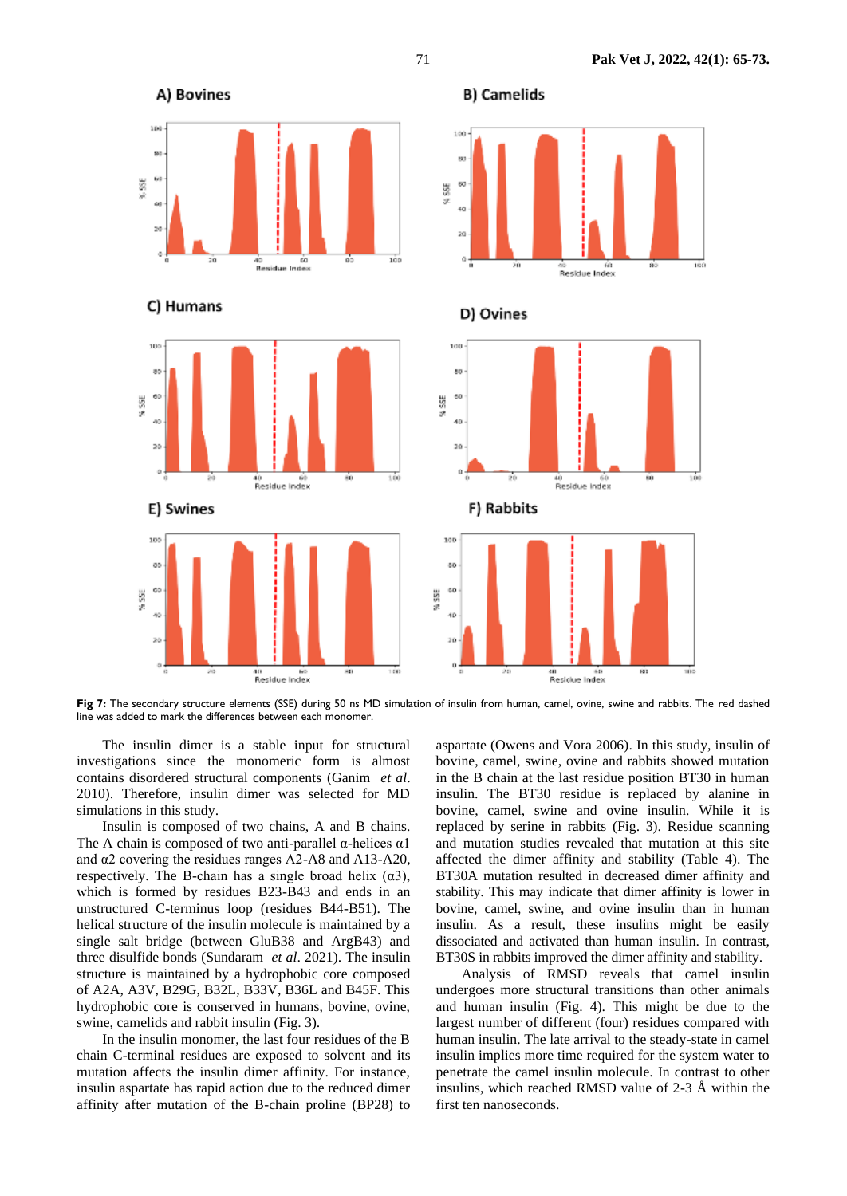**Fig 7:** The secondary structure elements (SSE) during 50 ns MD simulation of insulin from human, camel, ovine, swine and rabbits. The red dashed line was added to mark the differences between each monomer.

The insulin dimer is a stable input for structural investigations since the monomeric form is almost contains disordered structural components (Ganim *et al*. 2010). Therefore, insulin dimer was selected for MD simulations in this study.

Insulin is composed of two chains, A and B chains. The A chain is composed of two anti-parallel α-helices α1 and α2 covering the residues ranges A2-A8 and A13-A20, respectively. The B-chain has a single broad helix (α3), which is formed by residues B23-B43 and ends in an unstructured C-terminus loop (residues B44-B51). The helical structure of the insulin molecule is maintained by a single salt bridge (between GluB38 and ArgB43) and three disulfide bonds (Sundaram *et al*. 2021). The insulin structure is maintained by a hydrophobic core composed of A2A, A3V, B29G, B32L, B33V, B36L and B45F. This hydrophobic core is conserved in humans, bovine, ovine, swine, camelids and rabbit insulin (Fig. 3).

In the insulin monomer, the last four residues of the B chain C-terminal residues are exposed to solvent and its mutation affects the insulin dimer affinity. For instance, insulin aspartate has rapid action due to the reduced dimer affinity after mutation of the B-chain proline (BP28) to aspartate (Owens and Vora 2006). In this study, insulin of bovine, camel, swine, ovine and rabbits showed mutation in the B chain at the last residue position BT30 in human insulin. The BT30 residue is replaced by alanine in bovine, camel, swine and ovine insulin. While it is replaced by serine in rabbits (Fig. 3). Residue scanning and mutation studies revealed that mutation at this site affected the dimer affinity and stability (Table 4). The BT30A mutation resulted in decreased dimer affinity and stability. This may indicate that dimer affinity is lower in bovine, camel, swine, and ovine insulin than in human insulin. As a result, these insulins might be easily dissociated and activated than human insulin. In contrast, BT30S in rabbits improved the dimer affinity and stability.

Analysis of RMSD reveals that camel insulin undergoes more structural transitions than other animals and human insulin (Fig. 4). This might be due to the largest number of different (four) residues compared with human insulin. The late arrival to the steady-state in camel insulin implies more time required for the system water to penetrate the camel insulin molecule. In contrast to other insulins, which reached RMSD value of 2-3 Å within the first ten nanoseconds.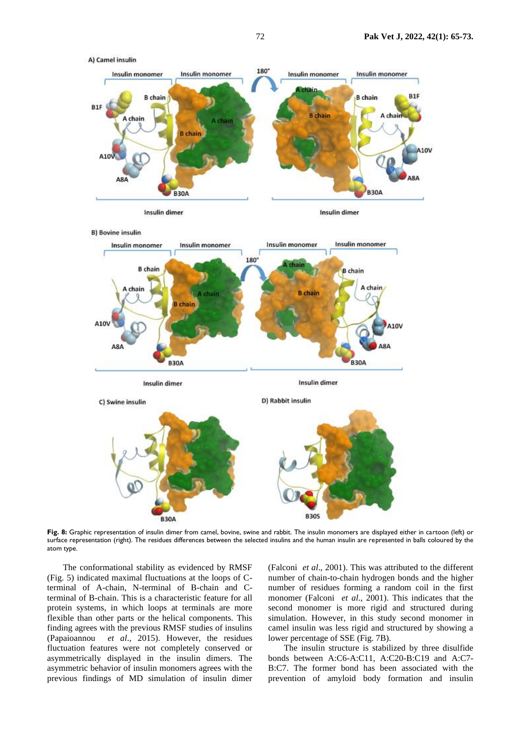**Fig. 8:** Graphic representation of insulin dimer from camel, bovine, swine and rabbit. The insulin monomers are displayed either in cartoon (left) or surface representation (right). The residues differences between the selected insulins and the human insulin are represented in balls coloured by the atom type.

The conformational stability as evidenced by RMSF (Fig. 5) indicated maximal fluctuations at the loops of C-terminal of A-chain, N-terminal of B-chain and C-terminal of B-chain. This is a characteristic feature for all protein systems, in which loops at terminals are more flexible than other parts or the helical components. This finding agrees with the previous RMSF studies of insulins (Papaioannou *et al*., 2015). However, the residues fluctuation features were not completely conserved or asymmetrically displayed in the insulin dimers. The asymmetric behavior of insulin monomers agrees with the previous findings of MD simulation of insulin dimer (Falconi *et al*., 2001). This was attributed to the different number of chain-to-chain hydrogen bonds and the higher number of residues forming a random coil in the first monomer (Falconi *et al*., 2001). This indicates that the second monomer is more rigid and structured during simulation. However, in this study second monomer in camel insulin was less rigid and structured by showing a lower percentage of SSE (Fig. 7B).

The insulin structure is stabilized by three disulfide bonds between A:C6-A:C11, A:C20-B:C19 and A:C7-B:C7. The former bond has been associated with the prevention of amyloid body formation and insulin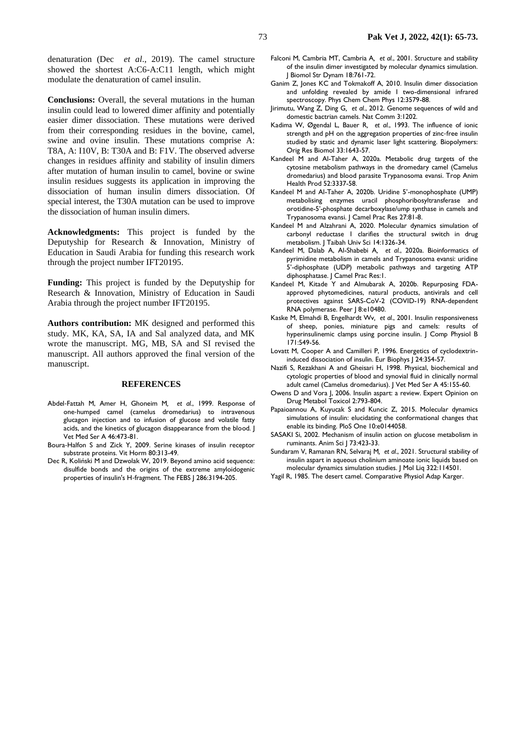denaturation (Dec *et al*., 2019). The camel structure showed the shortest A:C6-A:C11 length, which might modulate the denaturation of camel insulin.

**Conclusions:** Overall, the several mutations in the human insulin could lead to lowered dimer affinity and potentially easier dimer dissociation. These mutations were derived from their corresponding residues in the bovine, camel, swine and ovine insulin. These mutations comprise A: T8A, A: I10V, B: T30A and B: F1V. The observed adverse changes in residues affinity and stability of insulin dimers after mutation of human insulin to camel, bovine or swine insulin residues suggests its application in improving the dissociation of human insulin dimers dissociation. Of special interest, the T30A mutation can be used to improve the dissociation of human insulin dimers.

**Acknowledgments:** This project is funded by the Deputyship for Research & Innovation, Ministry of Education in Saudi Arabia for funding this research work through the project number IFT20195.

**Funding:** This project is funded by the Deputyship for Research & Innovation, Ministry of Education in Saudi Arabia through the project number IFT20195.

**Authors contribution:** MK designed and performed this study. MK, KA, SA, IA and Sal analyzed data, and MK wrote the manuscript. MG, MB, SA and SI revised the manuscript. All authors approved the final version of the manuscript.

## REFERENCES

Abdel-Fattah M, Amer H, Ghoneim M, *et al*., 1999. Response of one-humped camel (camelus dromedarius) to intravenous glucagon injection and to infusion of glucose and volatile fatty acids, and the kinetics of glucagon disappearance from the blood. J Vet Med Ser A 46:473-81.

Boura-Halfon S and Zick Y, 2009. Serine kinases of insulin receptor substrate proteins. Vit Horm 80:313-49.

Dec R, Koliński M and Dzwolak W, 2019. Beyond amino acid sequence: disulfide bonds and the origins of the extreme amyloidogenic properties of insulin's H-fragment. The FEBS J 286:3194-205.

Falconi M, Cambria MT, Cambria A, *et al*., 2001. Structure and stability of the insulin dimer investigated by molecular dynamics simulation. J Biomol Str Dynam 18:761-72.

Ganim Z, Jones KC and Tokmakoff A, 2010. Insulin dimer dissociation and unfolding revealed by amide I two-dimensional infrared spectroscopy. Phys Chem Chem Phys 12:3579-88.

Jirimutu, Wang Z, Ding G, *et al*., 2012. Genome sequences of wild and domestic bactrian camels. Nat Comm 3:1202.

Kadima W, Øgendal L, Bauer R, *et al*., 1993. The influence of ionic strength and pH on the aggregation properties of zinc-free insulin studied by static and dynamic laser light scattering. Biopolymers: Orig Res Biomol 33:1643-57.

Kandeel M and Al-Taher A, 2020a. Metabolic drug targets of the cytosine metabolism pathways in the dromedary camel (Camelus dromedarius) and blood parasite Trypanosoma evansi. Trop Anim Health Prod 52:3337-58.

Kandeel M and Al-Taher A, 2020b. Uridine 5'-monophosphate (UMP) metabolising enzymes uracil phosphoribosyltransferase and orotidine-5'-phosphate decarboxylase/ump synthase in camels and Trypanosoma evansi. J Camel Prac Res 27:81-8.

Kandeel M and Alzahrani A, 2020. Molecular dynamics simulation of carbonyl reductase 1 clarifies the structural switch in drug metabolism. J Taibah Univ Sci 14:1326-34.

Kandeel M, Dalab A, Al-Shabebi A, *et al*., 2020a. Bioinformatics of pyrimidine metabolism in camels and Trypanosoma evansi: uridine 5'-diphosphate (UDP) metabolic pathways and targeting ATP diphosphatase. J Camel Prac Res:1.

Kandeel M, Kitade Y and Almubarak A, 2020b. Repurposing FDA-approved phytomedicines, natural products, antivirals and cell protectives against SARS-CoV-2 (COVID-19) RNA-dependent RNA polymerase. Peer J 8:e10480.

Kaske M, Elmahdi B, Engelhardt Wv, *et al*., 2001. Insulin responsiveness of sheep, ponies, miniature pigs and camels: results of hyperinsulinemic clamps using porcine insulin. J Comp Physiol B 171:549-56.

Lovatt M, Cooper A and Camilleri P, 1996. Energetics of cyclodextrin-induced dissociation of insulin. Eur Biophys J 24:354-57.

Nazifi S, Rezakhani A and Gheisari H, 1998. Physical, biochemical and cytologic properties of blood and synovial fluid in clinically normal adult camel (Camelus dromedarius). J Vet Med Ser A 45:155-60.

Owens D and Vora J, 2006. Insulin aspart: a review. Expert Opinion on Drug Metabol Toxicol 2:793-804.

Papaioannou A, Kuyucak S and Kuncic Z, 2015. Molecular dynamics simulations of insulin: elucidating the conformational changes that enable its binding. PloS One 10:e0144058.

SASAKI Si, 2002. Mechanism of insulin action on glucose metabolism in ruminants. Anim Sci J 73:423-33.

Sundaram V, Ramanan RN, Selvaraj M, *et al*., 2021. Structural stability of insulin aspart in aqueous cholinium aminoate ionic liquids based on molecular dynamics simulation studies. J Mol Liq 322:114501.

Yagil R, 1985. The desert camel. Comparative Physiol Adap Karger.